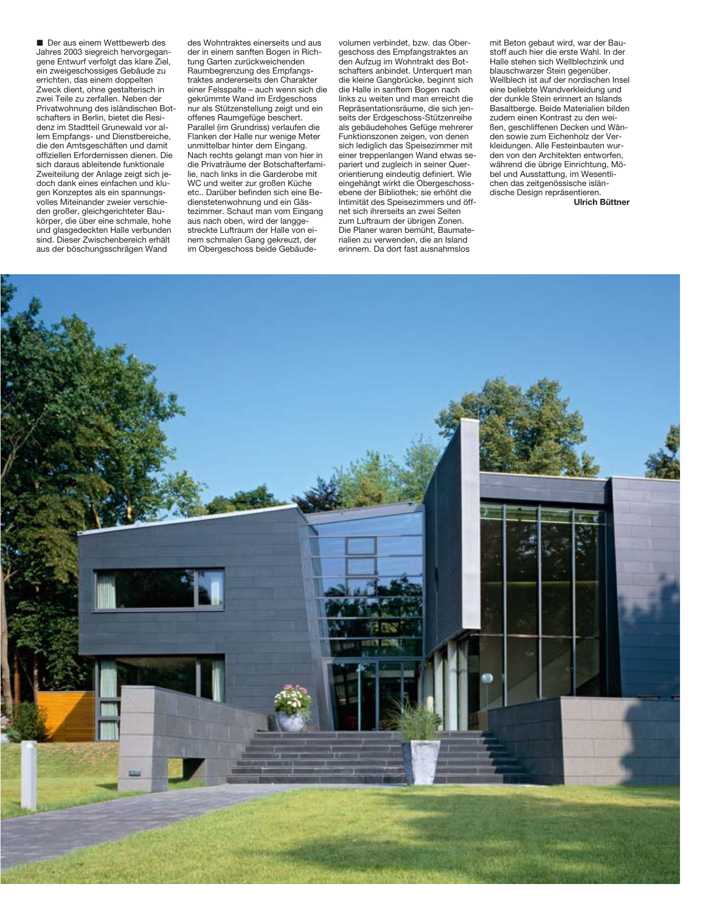■ Der aus einem Wettbewerb des Jahres 2003 siegreich hervorgegangene Entwurf verfolgt das klare Ziel, ein zweigeschossiges Gebäude zu errichten, das einem doppelten Zweck dient, ohne gestalterisch in zwei Teile zu zerfallen. Neben der Privatwohnung des isländischen Botschafters in Berlin, bietet die Residenz im Stadtteil Grunewald vor allem Empfangs- und Dienstbereiche, die den Amtsgeschäften und damit offiziellen Erfordernissen dienen. Die sich daraus ableitende funktionale Zweiteilung der Anlage zeigt sich jedoch dank eines einfachen und klugen Konzeptes als ein spannungsvolles Miteinander zweier verschiedenen großer, gleichgerichteter Baukörper, die über eine schmale, hohe und glasgedeckten Halle verbunden sind. Dieser Zwischenbereich erhält aus der böschungsschrägen Wand des Wohntraktes einerseits und aus der in einem sanften Bogen in Richtung Garten zurückweichenden Raumbegrenzung des Empfangstraktes andererseits den Charakter einer Felsspalte – auch wenn sich die gekrümmte Wand im Erdgeschoss nur als Stützenstellung zeigt und ein offenes Raumgefüge beschert. Parallel (im Grundriss) verlaufen die Flanken der Halle nur wenige Meter unmittelbar hinter dem Eingang. Nach rechts gelangt man von hier in die Privaträume der Botschafterfamilie, nach links in die Garderobe mit WC und weiter zur großen Küche etc.. Darüber befinden sich eine Bedienstetenwohnung und ein Gästezimmer. Schaut man vom Eingang aus nach oben, wird der langgestreckte Luftraum der Halle von einem schmalen Gang gekreuzt, der im Obergeschoss beide Gebäudevolumen verbindet, bzw. das Obergeschoss des Empfangstraktes an den Aufzug im Wohntrakt des Botschafters anbindet. Unterquert man die kleine Gangbrücke, beginnt sich die Halle in sanftem Bogen nach links zu weiten und man erreicht die Repräsentationsräume, die sich jenseits der Erdgeschoss-Stützenreihe als gebäudehohes Gefüge mehrerer Funktionszonen zeigen, von denen sich lediglich das Speisezimmer mit einer treppenlangen Wand etwas separiert und zugleich in seiner Querorientierung eindeutig definiert. Wie eingehängt wirkt die Obergeschossebene der Bibliothek; sie erhöht die Intimität des Speisezimmers und öffnet sich ihrerseits an zwei Seiten zum Luftraum der übrigen Zonen. Die Planer waren bemüht, Baumaterialien zu verwenden, die an Island erinnern. Da dort fast ausnahmslos mit Beton gebaut wird, war der Baustoff auch hier die erste Wahl. In der Halle stehen sich Wellblechzink und blauschwarzer Stein gegenüber. Wellblech ist auf der nordischen Insel eine beliebte Wandverkleidung und der dunkle Stein erinnert an Islands Basaltberge. Beide Materialien bilden zudem einen Kontrast zu den weißen, geschliffenen Decken und Wänden sowie zum Eichenholz der Verkleidungen. Alle Festeinbauten wurden von den Architekten entworfen, während die übrige Einrichtung, Möbel und Ausstattung, im Wesentlichen das zeitgenössische isländische Design repräsentieren.

**Ulrich Büttner**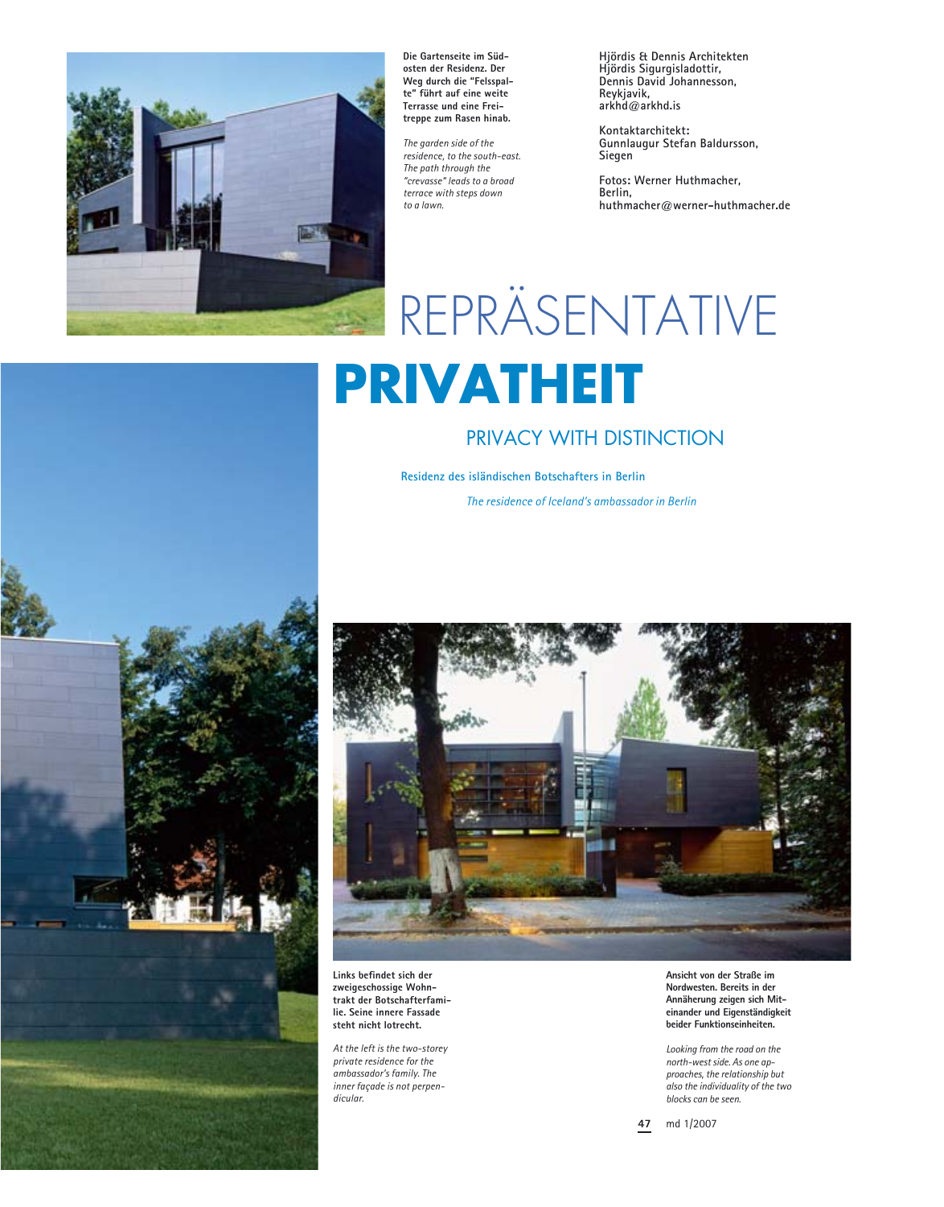**Die Gartenseite im Südosten der Residenz. Der Weg durch die "Felsspalte" führt auf eine weite Terrasse und eine Freitreppe zum Rasen hinab.**

*The garden side of the residence, to the south-east. The path through the "crevasse" leads to a broad terrace with steps down to a lawn.*

Hjördis & Dennis Architekten
Hjördis Sigurgisladottir,
Dennis David Johannesson,
Reykjavik,
arkhd@arkhd.is

Kontaktarchitekt:
Gunnlaugur Stefan Baldursson,
Siegen

Fotos: Werner Huthmacher,
Berlin,
huthmacher@werner-huthmacher.de

# REPRÄSENTATIVE PRIVATHEIT

## PRIVACY WITH DISTINCTION

Residenz des isländischen Botschafters in Berlin

*The residence of Iceland's ambassador in Berlin*

**Links befindet sich der zweigeschossige Wohntrakt der Botschafterfamilie. Seine innere Fassade steht nicht lotrecht.**

*At the left is the two-storey private residence for the ambassador's family. The inner façade is not perpendicular.*

**Ansicht von der Straße im Nordwesten. Bereits in der Annäherung zeigen sich Miteinander und Eigenständigkeit beider Funktionseinheiten.**

*Looking from the road on the north-west side. As one approaches, the relationship but also the individuality of the two blocks can be seen.*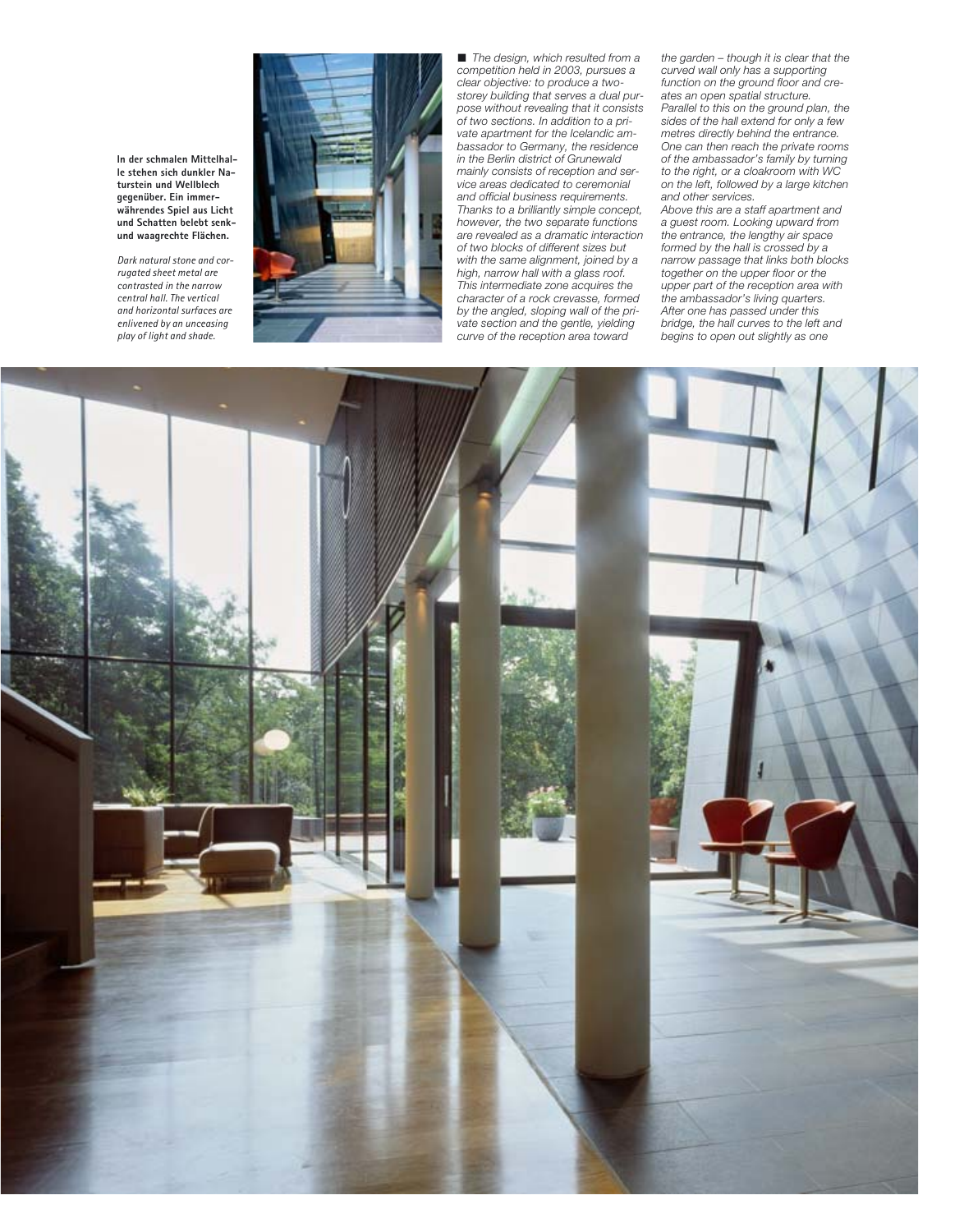**In der schmalen Mittelhalle stehen sich dunkler Naturstein und Wellblech gegenüber. Ein immerwährendes Spiel aus Licht und Schatten belebt senkrechte und waagrechte Flächen.**

*Dark natural stone and corrugated sheet metal are contrasted in the narrow central hall. The vertical and horizontal surfaces are enlivened by an unceasing play of light and shade.*

■ *The design, which resulted from a competition held in 2003, pursues a clear objective: to produce a two-storey building that serves a dual purpose without revealing that it consists of two sections. In addition to a private apartment for the Icelandic ambassador to Germany, the residence in the Berlin district of Grunewald mainly consists of reception and service areas dedicated to ceremonial and official business requirements. Thanks to a brilliantly simple concept, however, the two separate functions are revealed as a dramatic interaction of two blocks of different sizes but with the same alignment, joined by a high, narrow hall with a glass roof. This intermediate zone acquires the character of a rock crevasse, formed by the angled, sloping wall of the private section and the gentle, yielding curve of the reception area toward the garden – though it is clear that the curved wall only has a supporting function on the ground floor and creates an open spatial structure. Parallel to this on the ground plan, the sides of the hall extend for only a few metres directly behind the entrance. One can then reach the private rooms of the ambassador's family by turning to the right, or a cloakroom with WC on the left, followed by a large kitchen and other services.*
*Above this are a staff apartment and a guest room. Looking upward from the entrance, the lengthy air space formed by the hall is crossed by a narrow passage that links both blocks together on the upper floor or the upper part of the reception area with the ambassador's living quarters. After one has passed under this bridge, the hall curves to the left and begins to open out slightly as one*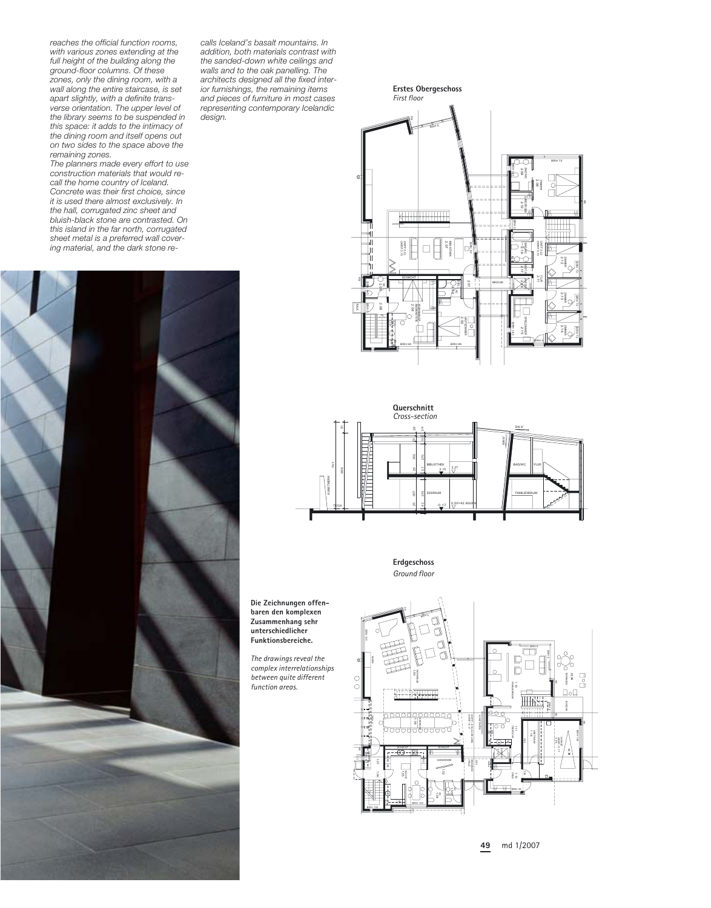reaches the official function rooms, with various zones extending at the full height of the building along the ground-floor columns. Of these zones, only the dining room, with a wall along the entire staircase, is set apart slightly, with a definite transverse orientation. The upper level of the library seems to be suspended in this space: it adds to the intimacy of the dining room and itself opens out on two sides to the space above the remaining zones.

The planners made every effort to use construction materials that would recall the home country of Iceland. Concrete was their first choice, since it is used there almost exclusively. In the hall, corrugated zinc sheet and bluish-black stone are contrasted. On this island in the far north, corrugated sheet metal is a preferred wall covering material, and the dark stone recalls Iceland's basalt mountains. In addition, both materials contrast with the sanded-down white ceilings and walls and to the oak panelling. The architects designed all the fixed interior furnishings, the remaining items and pieces of furniture in most cases representing contemporary Icelandic design.

**Erstes Obergeschoss**
*First floor*

**Querschnitt**
*Cross-section*

**Erdgeschoss**
*Ground floor*

**Die Zeichnungen offenbaren den komplexen Zusammenhang sehr unterschiedlicher Funktionsbereiche.**

*The drawings reveal the complex interrelationships between quite different function areas.*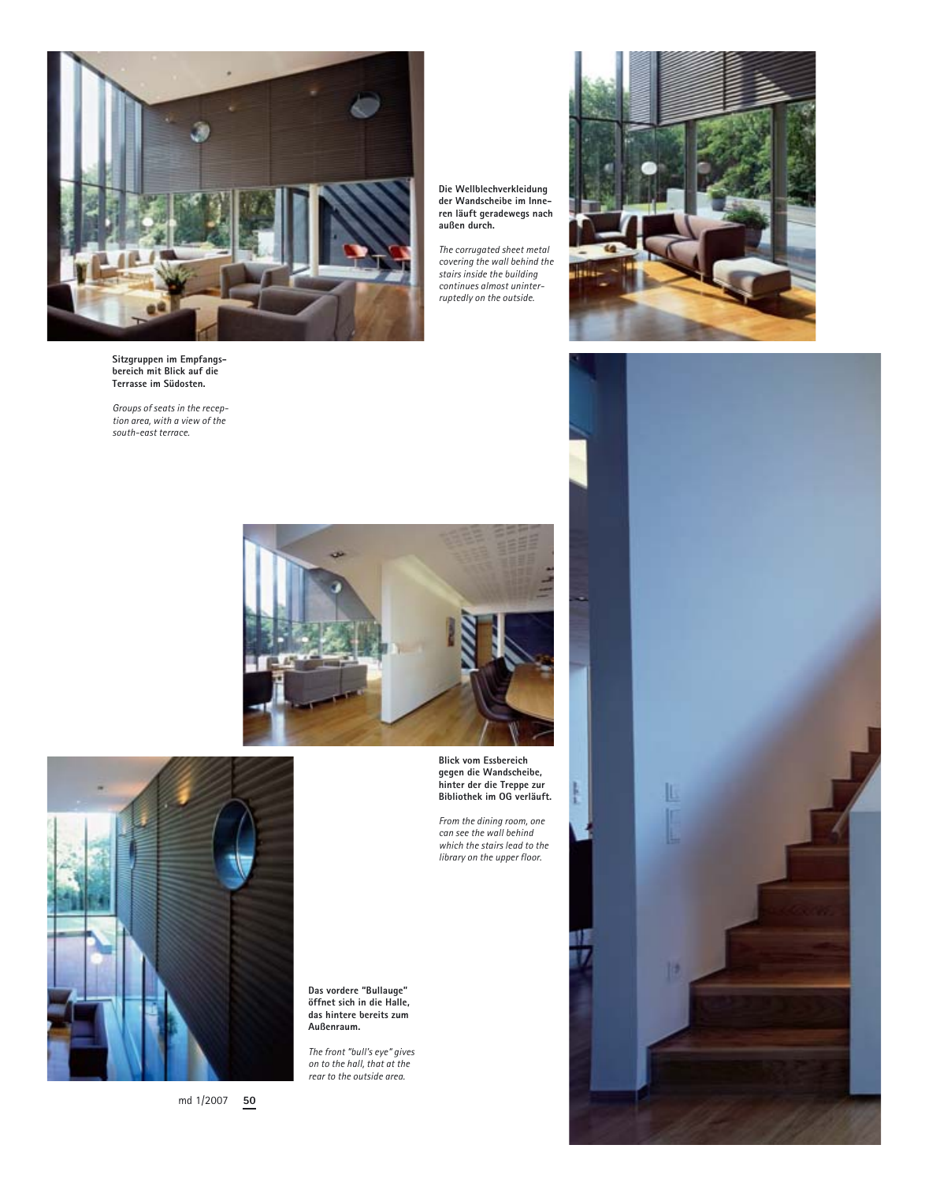**Die Wellblechverkleidung der Wandscheibe im Inneren läuft geradewegs nach außen durch.**

*The corrugated sheet metal covering the wall behind the stairs inside the building continues almost uninterruptedly on the outside.*

**Sitzgruppen im Empfangsbereich mit Blick auf die Terrasse im Südosten.**

*Groups of seats in the reception area, with a view of the south-east terrace.*

**Blick vom Essbereich gegen die Wandscheibe, hinter der die Treppe zur Bibliothek im OG verläuft.**

*From the dining room, one can see the wall behind which the stairs lead to the library on the upper floor.*

**Das vordere "Bullauge" öffnet sich in die Halle, das hintere bereits zum Außenraum.**

*The front "bull's eye" gives on to the hall, that at the rear to the outside area.*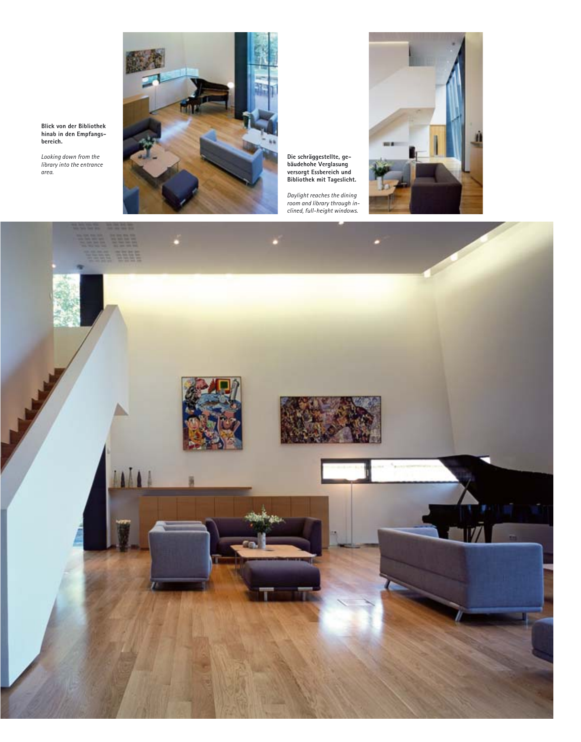**Blick von der Bibliothek hinab in den Empfangsbereich.**

*Looking down from the library into the entrance area.*

**Die schräggestellte, gebäudehohe Verglasung versorgt Essbereich und Bibliothek mit Tageslicht.**

*Daylight reaches the dining room and library through inclined, full-height windows.*